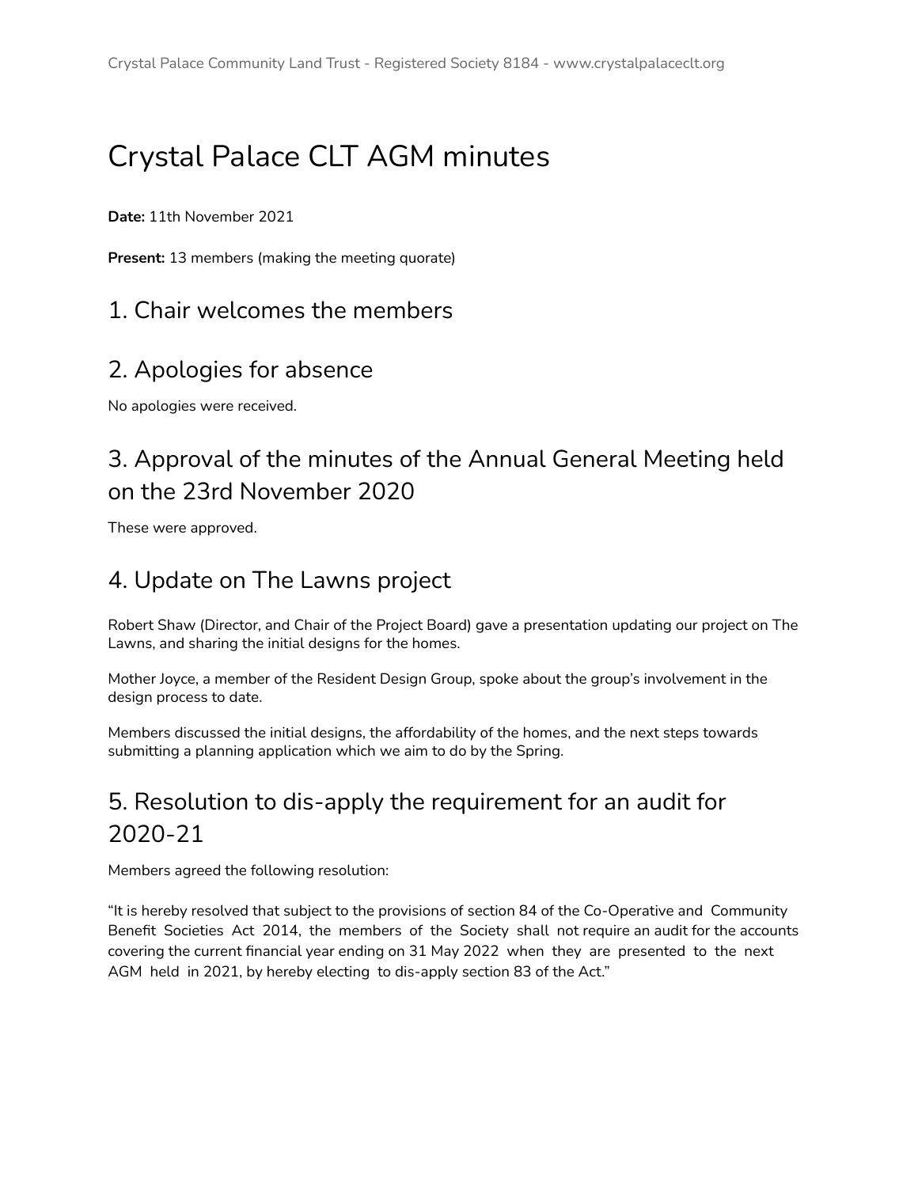# Crystal Palace CLT AGM minutes

**Date:** 11th November 2021

**Present:** 13 members (making the meeting quorate)

## 1. Chair welcomes the members

## 2. Apologies for absence

No apologies were received.

## 3. Approval of the minutes of the Annual General Meeting held on the 23rd November 2020

These were approved.

## 4. Update on The Lawns project

Robert Shaw (Director, and Chair of the Project Board) gave a presentation updating our project on The Lawns, and sharing the initial designs for the homes.

Mother Joyce, a member of the Resident Design Group, spoke about the group's involvement in the design process to date.

Members discussed the initial designs, the affordability of the homes, and the next steps towards submitting a planning application which we aim to do by the Spring.

## 5. Resolution to dis-apply the requirement for an audit for 2020-21

Members agreed the following resolution:

"It is hereby resolved that subject to the provisions of section 84 of the Co-Operative and Community Benefit Societies Act 2014, the members of the Society shall not require an audit for the accounts covering the current financial year ending on 31 May 2022 when they are presented to the next AGM held in 2021, by hereby electing to dis-apply section 83 of the Act."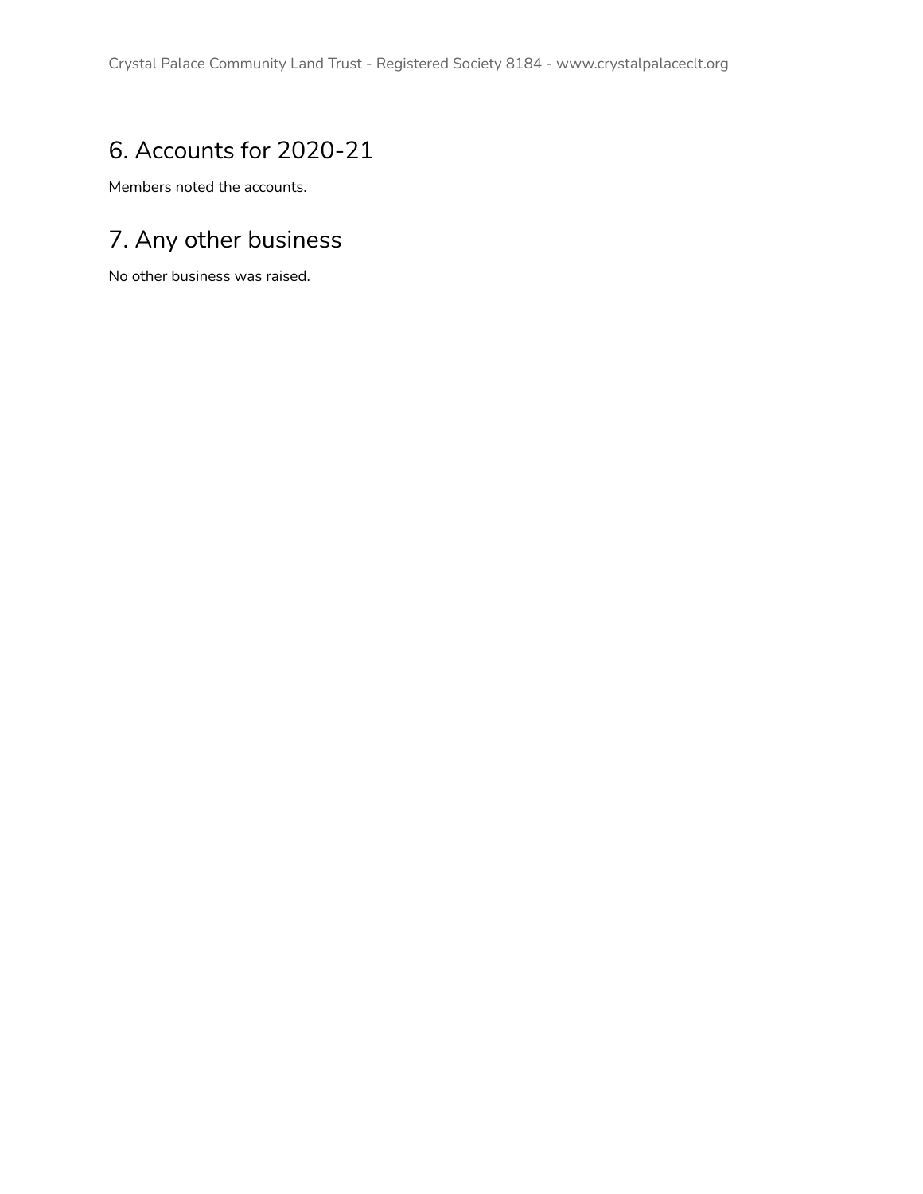## 6. Accounts for 2020-21

Members noted the accounts.

## 7. Any other business

No other business was raised.